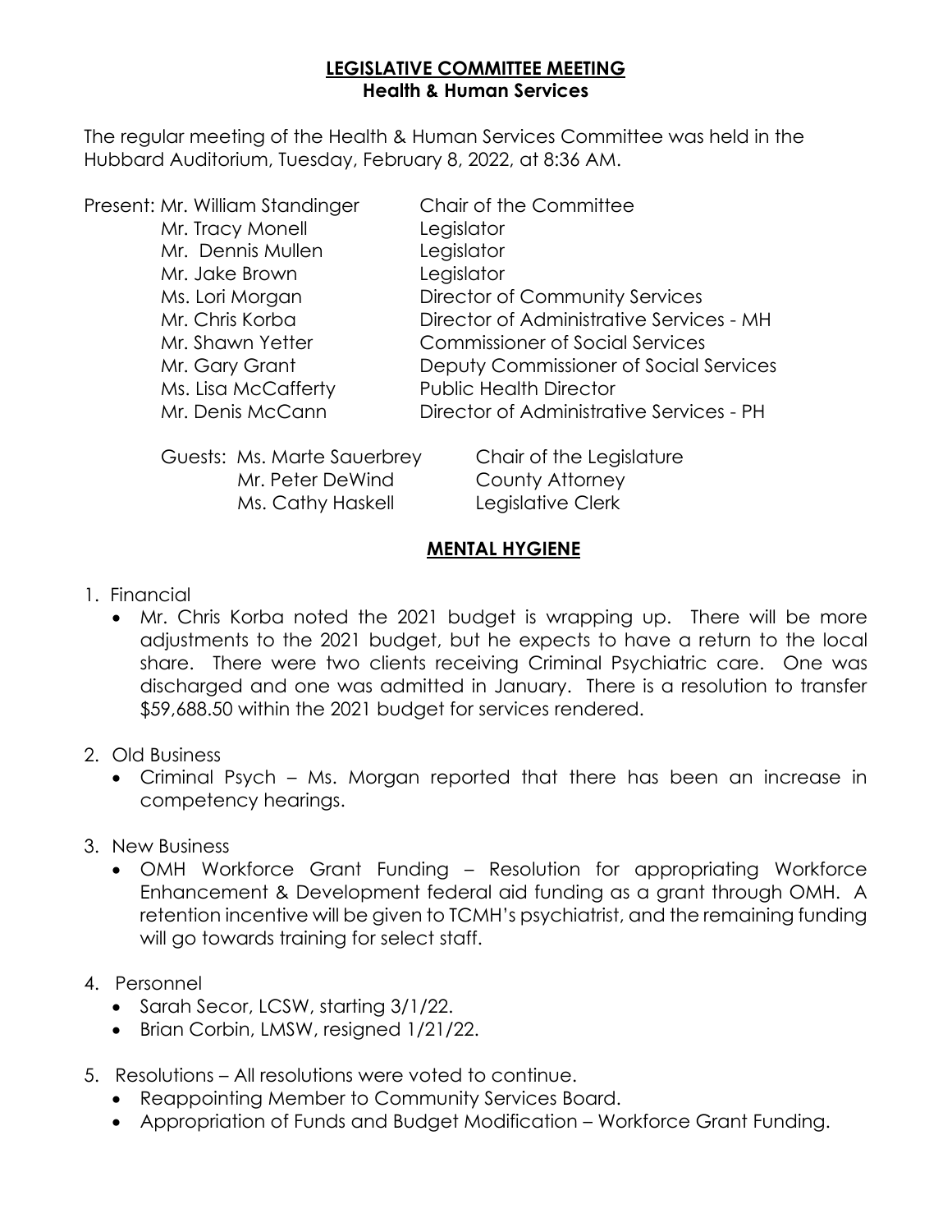# LEGISLATIVE COMMITTEE MEETING
## Health & Human Services

The regular meeting of the Health & Human Services Committee was held in the Hubbard Auditorium, Tuesday, February 8, 2022, at 8:36 AM.

| Present: | | |
|---|---|---|
| | Mr. William Standinger | Chair of the Committee |
| | Mr. Tracy Monell | Legislator |
| | Mr. Dennis Mullen | Legislator |
| | Mr. Jake Brown | Legislator |
| | Ms. Lori Morgan | Director of Community Services |
| | Mr. Chris Korba | Director of Administrative Services - MH |
| | Mr. Shawn Yetter | Commissioner of Social Services |
| | Mr. Gary Grant | Deputy Commissioner of Social Services |
| | Ms. Lisa McCafferty | Public Health Director |
| | Mr. Denis McCann | Director of Administrative Services - PH |

| Guests: | | |
|---|---|---|
| | Ms. Marte Sauerbrey | Chair of the Legislature |
| | Mr. Peter DeWind | County Attorney |
| | Ms. Cathy Haskell | Legislative Clerk |

## MENTAL HYGIENE

1. Financial
   - Mr. Chris Korba noted the 2021 budget is wrapping up. There will be more adjustments to the 2021 budget, but he expects to have a return to the local share. There were two clients receiving Criminal Psychiatric care. One was discharged and one was admitted in January. There is a resolution to transfer $59,688.50 within the 2021 budget for services rendered.

2. Old Business
   - Criminal Psych – Ms. Morgan reported that there has been an increase in competency hearings.

3. New Business
   - OMH Workforce Grant Funding – Resolution for appropriating Workforce Enhancement & Development federal aid funding as a grant through OMH. A retention incentive will be given to TCMH's psychiatrist, and the remaining funding will go towards training for select staff.

4. Personnel
   - Sarah Secor, LCSW, starting 3/1/22.
   - Brian Corbin, LMSW, resigned 1/21/22.

5. Resolutions – All resolutions were voted to continue.
   - Reappointing Member to Community Services Board.
   - Appropriation of Funds and Budget Modification – Workforce Grant Funding.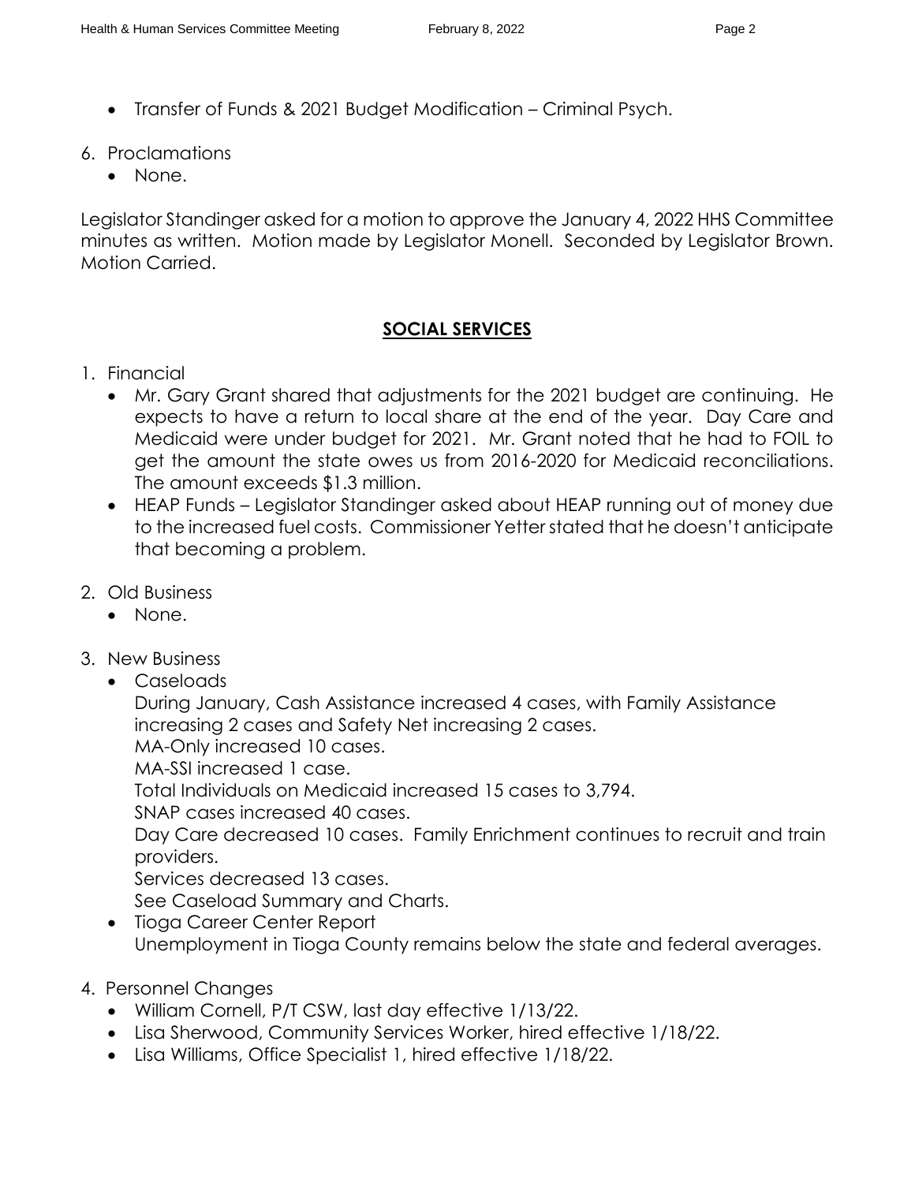- Transfer of Funds & 2021 Budget Modification – Criminal Psych.

6. Proclamations
   - None.

Legislator Standinger asked for a motion to approve the January 4, 2022 HHS Committee minutes as written. Motion made by Legislator Monell. Seconded by Legislator Brown. Motion Carried.

## SOCIAL SERVICES

1. Financial
   - Mr. Gary Grant shared that adjustments for the 2021 budget are continuing. He expects to have a return to local share at the end of the year. Day Care and Medicaid were under budget for 2021. Mr. Grant noted that he had to FOIL to get the amount the state owes us from 2016-2020 for Medicaid reconciliations. The amount exceeds $1.3 million.
   - HEAP Funds – Legislator Standinger asked about HEAP running out of money due to the increased fuel costs. Commissioner Yetter stated that he doesn't anticipate that becoming a problem.

2. Old Business
   - None.

3. New Business
   - Caseloads
     During January, Cash Assistance increased 4 cases, with Family Assistance increasing 2 cases and Safety Net increasing 2 cases.
     MA-Only increased 10 cases.
     MA-SSI increased 1 case.
     Total Individuals on Medicaid increased 15 cases to 3,794.
     SNAP cases increased 40 cases.
     Day Care decreased 10 cases. Family Enrichment continues to recruit and train providers.
     Services decreased 13 cases.
     See Caseload Summary and Charts.
   - Tioga Career Center Report
     Unemployment in Tioga County remains below the state and federal averages.

4. Personnel Changes
   - William Cornell, P/T CSW, last day effective 1/13/22.
   - Lisa Sherwood, Community Services Worker, hired effective 1/18/22.
   - Lisa Williams, Office Specialist 1, hired effective 1/18/22.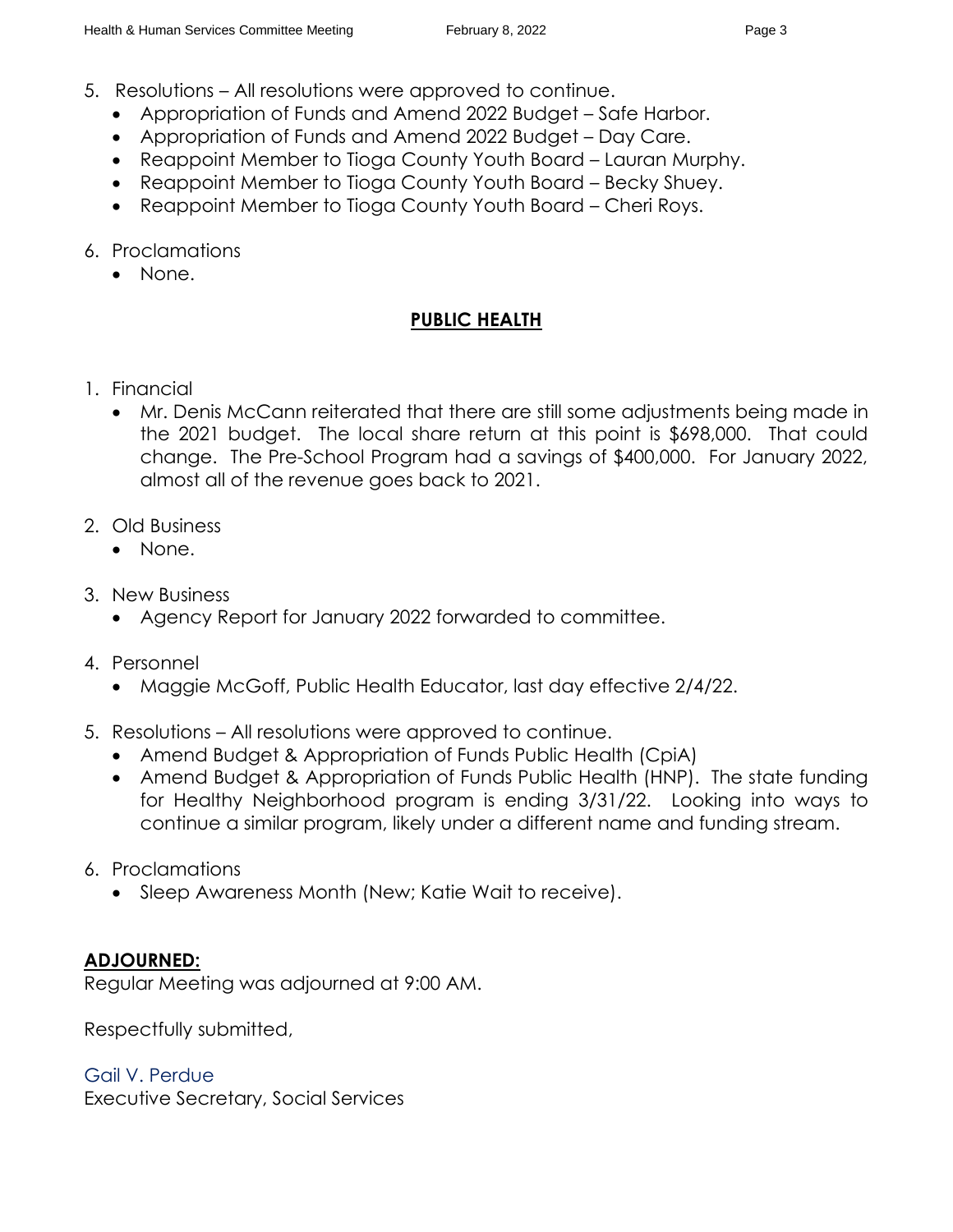5. Resolutions – All resolutions were approved to continue.
   - Appropriation of Funds and Amend 2022 Budget – Safe Harbor.
   - Appropriation of Funds and Amend 2022 Budget – Day Care.
   - Reappoint Member to Tioga County Youth Board – Lauran Murphy.
   - Reappoint Member to Tioga County Youth Board – Becky Shuey.
   - Reappoint Member to Tioga County Youth Board – Cheri Roys.

6. Proclamations
   - None.

## **PUBLIC HEALTH**

1. Financial
   - Mr. Denis McCann reiterated that there are still some adjustments being made in the 2021 budget. The local share return at this point is $698,000. That could change. The Pre-School Program had a savings of $400,000. For January 2022, almost all of the revenue goes back to 2021.

2. Old Business
   - None.

3. New Business
   - Agency Report for January 2022 forwarded to committee.

4. Personnel
   - Maggie McGoff, Public Health Educator, last day effective 2/4/22.

5. Resolutions – All resolutions were approved to continue.
   - Amend Budget & Appropriation of Funds Public Health (CpiA)
   - Amend Budget & Appropriation of Funds Public Health (HNP). The state funding for Healthy Neighborhood program is ending 3/31/22. Looking into ways to continue a similar program, likely under a different name and funding stream.

6. Proclamations
   - Sleep Awareness Month (New; Katie Wait to receive).

**ADJOURNED:**

Regular Meeting was adjourned at 9:00 AM.

Respectfully submitted,

Gail V. Perdue
Executive Secretary, Social Services